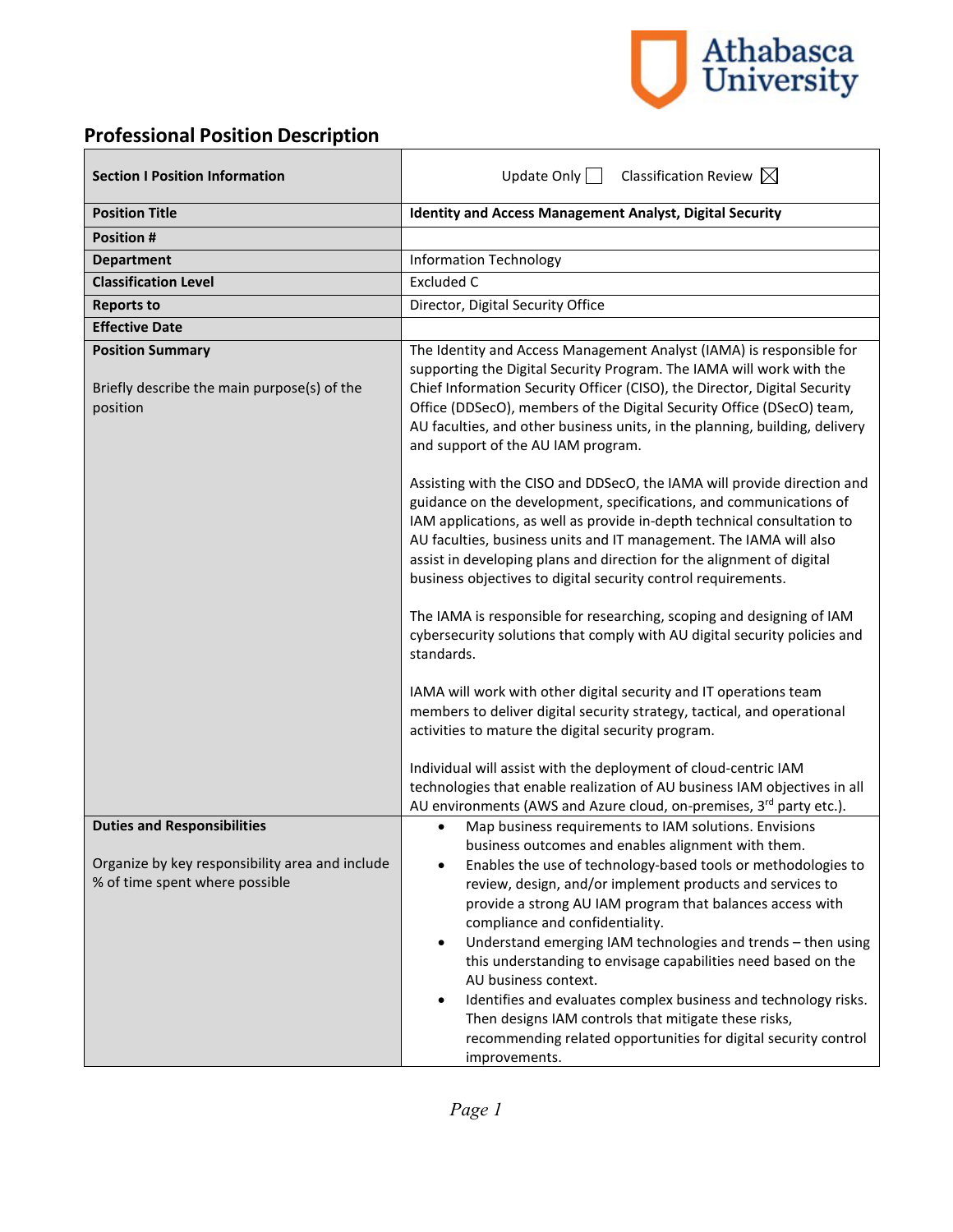Athabasca University

## Professional Position Description

| **Section I Position Information** | Update Only ☐ Classification Review ☒ |
|---|---|
| **Position Title** | **Identity and Access Management Analyst, Digital Security** |
| **Position #** | |
| **Department** | Information Technology |
| **Classification Level** | Excluded C |
| **Reports to** | Director, Digital Security Office |
| **Effective Date** | |
| **Position Summary**<br><br>Briefly describe the main purpose(s) of the position | The Identity and Access Management Analyst (IAMA) is responsible for supporting the Digital Security Program. The IAMA will work with the Chief Information Security Officer (CISO), the Director, Digital Security Office (DDSecO), members of the Digital Security Office (DSecO) team, AU faculties, and other business units, in the planning, building, delivery and support of the AU IAM program.<br><br>Assisting with the CISO and DDSecO, the IAMA will provide direction and guidance on the development, specifications, and communications of IAM applications, as well as provide in-depth technical consultation to AU faculties, business units and IT management. The IAMA will also assist in developing plans and direction for the alignment of digital business objectives to digital security control requirements.<br><br>The IAMA is responsible for researching, scoping and designing of IAM cybersecurity solutions that comply with AU digital security policies and standards.<br><br>IAMA will work with other digital security and IT operations team members to deliver digital security strategy, tactical, and operational activities to mature the digital security program.<br><br>Individual will assist with the deployment of cloud-centric IAM technologies that enable realization of AU business IAM objectives in all AU environments (AWS and Azure cloud, on-premises, 3rd party etc.). |
| **Duties and Responsibilities**<br><br>Organize by key responsibility area and include % of time spent where possible | • Map business requirements to IAM solutions. Envisions business outcomes and enables alignment with them.<br>• Enables the use of technology-based tools or methodologies to review, design, and/or implement products and services to provide a strong AU IAM program that balances access with compliance and confidentiality.<br>• Understand emerging IAM technologies and trends – then using this understanding to envisage capabilities need based on the AU business context.<br>• Identifies and evaluates complex business and technology risks. Then designs IAM controls that mitigate these risks, recommending related opportunities for digital security control improvements. |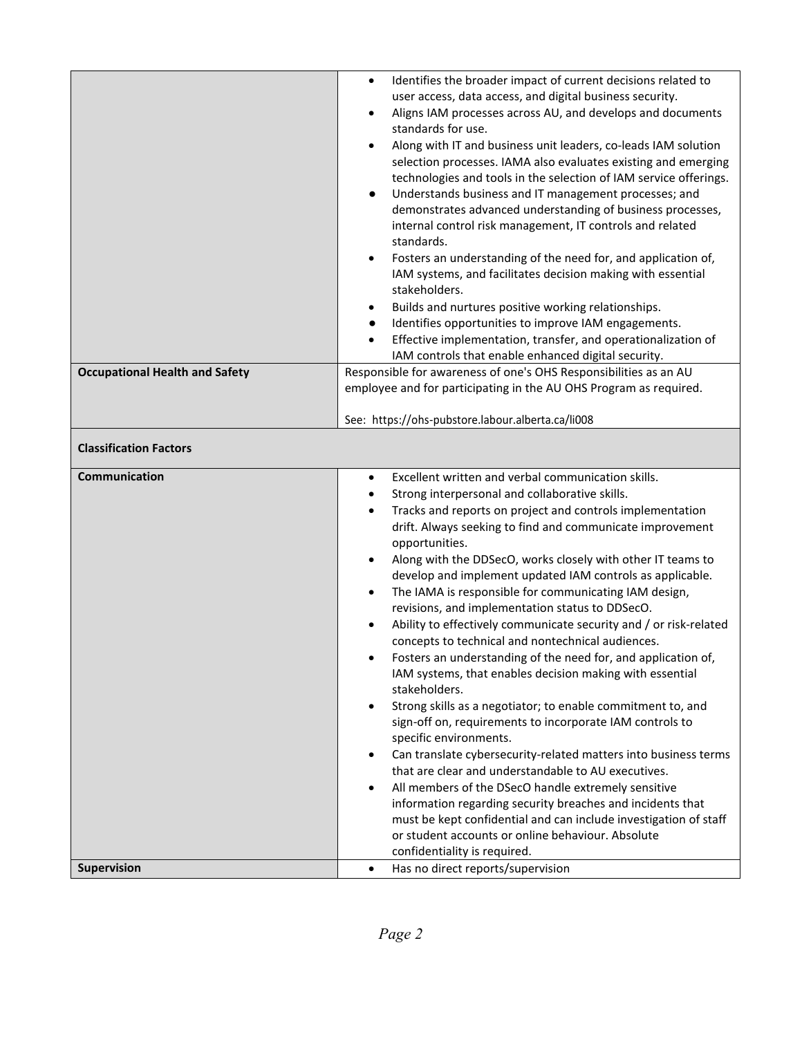| | |
|---|---|
| | • Identifies the broader impact of current decisions related to user access, data access, and digital business security.<br>• Aligns IAM processes across AU, and develops and documents standards for use.<br>• Along with IT and business unit leaders, co-leads IAM solution selection processes. IAMA also evaluates existing and emerging technologies and tools in the selection of IAM service offerings.<br>• Understands business and IT management processes; and demonstrates advanced understanding of business processes, internal control risk management, IT controls and related standards.<br>• Fosters an understanding of the need for, and application of, IAM systems, and facilitates decision making with essential stakeholders.<br>• Builds and nurtures positive working relationships.<br>• Identifies opportunities to improve IAM engagements.<br>• Effective implementation, transfer, and operationalization of IAM controls that enable enhanced digital security. |
| **Occupational Health and Safety** | Responsible for awareness of one's OHS Responsibilities as an AU employee and for participating in the AU OHS Program as required.<br><br>See: https://ohs-pubstore.labour.alberta.ca/li008 |
| **Classification Factors** | |
| **Communication** | • Excellent written and verbal communication skills.<br>• Strong interpersonal and collaborative skills.<br>• Tracks and reports on project and controls implementation drift. Always seeking to find and communicate improvement opportunities.<br>• Along with the DDSecO, works closely with other IT teams to develop and implement updated IAM controls as applicable.<br>• The IAMA is responsible for communicating IAM design, revisions, and implementation status to DDSecO.<br>• Ability to effectively communicate security and / or risk-related concepts to technical and nontechnical audiences.<br>• Fosters an understanding of the need for, and application of, IAM systems, that enables decision making with essential stakeholders.<br>• Strong skills as a negotiator; to enable commitment to, and sign-off on, requirements to incorporate IAM controls to specific environments.<br>• Can translate cybersecurity-related matters into business terms that are clear and understandable to AU executives.<br>• All members of the DSecO handle extremely sensitive information regarding security breaches and incidents that must be kept confidential and can include investigation of staff or student accounts or online behaviour. Absolute confidentiality is required. |
| **Supervision** | • Has no direct reports/supervision |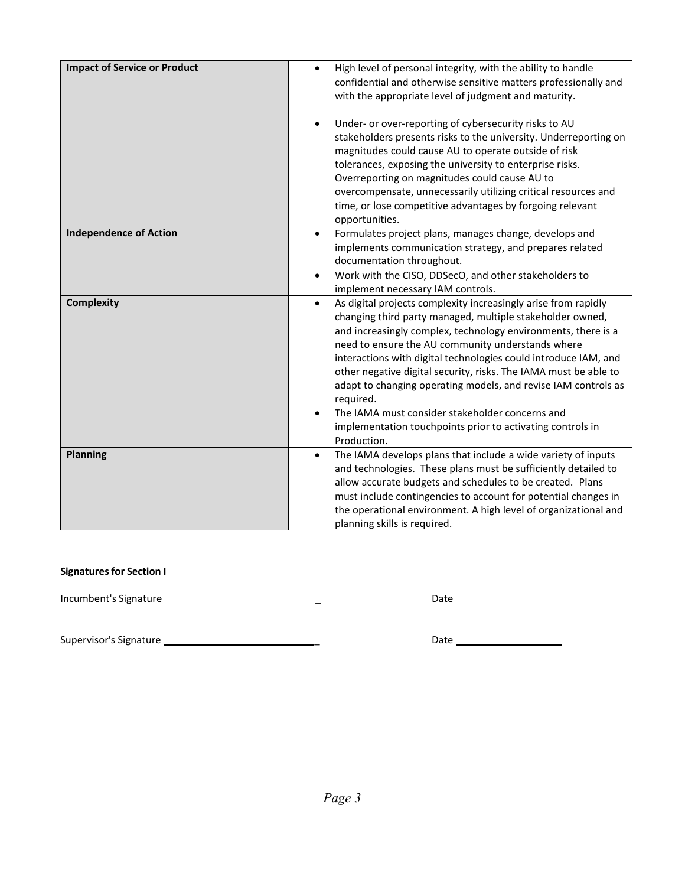| | |
|---|---|
| **Impact of Service or Product** | • High level of personal integrity, with the ability to handle confidential and otherwise sensitive matters professionally and with the appropriate level of judgment and maturity.<br><br>• Under- or over-reporting of cybersecurity risks to AU stakeholders presents risks to the university. Underreporting on magnitudes could cause AU to operate outside of risk tolerances, exposing the university to enterprise risks. Overreporting on magnitudes could cause AU to overcompensate, unnecessarily utilizing critical resources and time, or lose competitive advantages by forgoing relevant opportunities. |
| **Independence of Action** | • Formulates project plans, manages change, develops and implements communication strategy, and prepares related documentation throughout.<br>• Work with the CISO, DDSecO, and other stakeholders to implement necessary IAM controls. |
| **Complexity** | • As digital projects complexity increasingly arise from rapidly changing third party managed, multiple stakeholder owned, and increasingly complex, technology environments, there is a need to ensure the AU community understands where interactions with digital technologies could introduce IAM, and other negative digital security, risks. The IAMA must be able to adapt to changing operating models, and revise IAM controls as required.<br>• The IAMA must consider stakeholder concerns and implementation touchpoints prior to activating controls in Production. |
| **Planning** | • The IAMA develops plans that include a wide variety of inputs and technologies. These plans must be sufficiently detailed to allow accurate budgets and schedules to be created. Plans must include contingencies to account for potential changes in the operational environment. A high level of organizational and planning skills is required. |

**Signatures for Section I**

Incumbent's Signature ____________________________ Date ____________________

Supervisor's Signature ____________________________ Date ____________________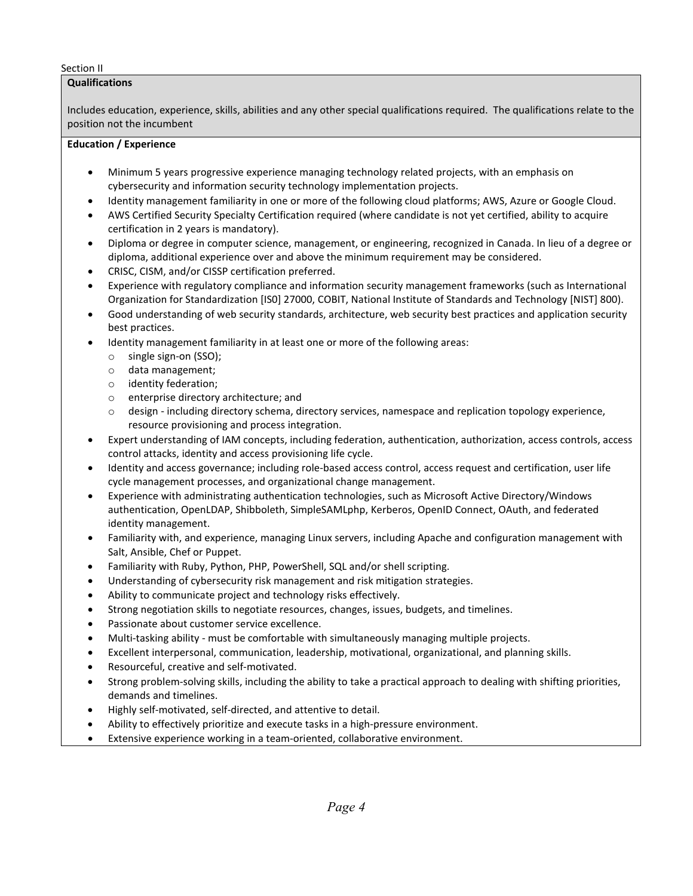Section II

**Qualifications**

Includes education, experience, skills, abilities and any other special qualifications required. The qualifications relate to the position not the incumbent

**Education / Experience**

- Minimum 5 years progressive experience managing technology related projects, with an emphasis on cybersecurity and information security technology implementation projects.
- Identity management familiarity in one or more of the following cloud platforms; AWS, Azure or Google Cloud.
- AWS Certified Security Specialty Certification required (where candidate is not yet certified, ability to acquire certification in 2 years is mandatory).
- Diploma or degree in computer science, management, or engineering, recognized in Canada. In lieu of a degree or diploma, additional experience over and above the minimum requirement may be considered.
- CRISC, CISM, and/or CISSP certification preferred.
- Experience with regulatory compliance and information security management frameworks (such as International Organization for Standardization [IS0] 27000, COBIT, National Institute of Standards and Technology [NIST] 800).
- Good understanding of web security standards, architecture, web security best practices and application security best practices.
- Identity management familiarity in at least one or more of the following areas:
  - single sign-on (SSO);
  - data management;
  - identity federation;
  - enterprise directory architecture; and
  - design - including directory schema, directory services, namespace and replication topology experience, resource provisioning and process integration.
- Expert understanding of IAM concepts, including federation, authentication, authorization, access controls, access control attacks, identity and access provisioning life cycle.
- Identity and access governance; including role-based access control, access request and certification, user life cycle management processes, and organizational change management.
- Experience with administrating authentication technologies, such as Microsoft Active Directory/Windows authentication, OpenLDAP, Shibboleth, SimpleSAMLphp, Kerberos, OpenID Connect, OAuth, and federated identity management.
- Familiarity with, and experience, managing Linux servers, including Apache and configuration management with Salt, Ansible, Chef or Puppet.
- Familiarity with Ruby, Python, PHP, PowerShell, SQL and/or shell scripting.
- Understanding of cybersecurity risk management and risk mitigation strategies.
- Ability to communicate project and technology risks effectively.
- Strong negotiation skills to negotiate resources, changes, issues, budgets, and timelines.
- Passionate about customer service excellence.
- Multi-tasking ability - must be comfortable with simultaneously managing multiple projects.
- Excellent interpersonal, communication, leadership, motivational, organizational, and planning skills.
- Resourceful, creative and self-motivated.
- Strong problem-solving skills, including the ability to take a practical approach to dealing with shifting priorities, demands and timelines.
- Highly self-motivated, self-directed, and attentive to detail.
- Ability to effectively prioritize and execute tasks in a high-pressure environment.
- Extensive experience working in a team-oriented, collaborative environment.